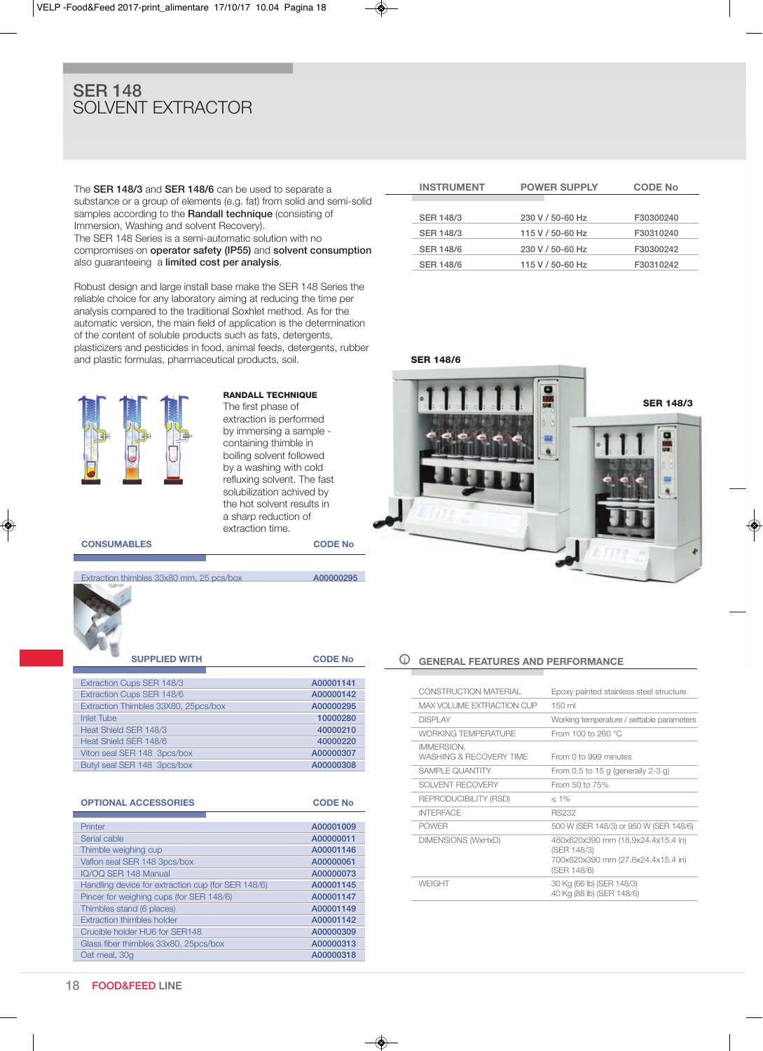# SER 148
## SOLVENT EXTRACTOR

The **SER 148/3** and **SER 148/6** can be used to separate a substance or a group of elements (e.g. fat) from solid and semi-solid samples according to the **Randall technique** (consisting of Immersion, Washing and solvent Recovery).
The SER 148 Series is a semi-automatic solution with no compromises on **operator safety (IP55)** and **solvent consumption** also guaranteeing a **limited cost per analysis**.

Robust design and large install base make the SER 148 Series the reliable choice for any laboratory aiming at reducing the time per analysis compared to the traditional Soxhlet method. As for the automatic version, the main field of application is the determination of the content of soluble products such as fats, detergents, plasticizers and pesticides in food, animal feeds, detergents, rubber and plastic formulas, pharmaceutical products, soil.

**RANDALL TECHNIQUE**
The first phase of extraction is performed by immersing a sample - containing thimble in boiling solvent followed by a washing with cold refluxing solvent. The fast solubilization achived by the hot solvent results in a sharp reduction of extraction time.

| INSTRUMENT | POWER SUPPLY | CODE No |
|---|---|---|
| SER 148/3 | 230 V / 50-60 Hz | F30300240 |
| SER 148/3 | 115 V / 50-60 Hz | F30310240 |
| SER 148/6 | 230 V / 50-60 Hz | F30300242 |
| SER 148/6 | 115 V / 50-60 Hz | F30310242 |

SER 148/6

SER 148/3

| CONSUMABLES | CODE No |
|---|---|
| Extraction thimbles 33x80 mm, 25 pcs/box | A00000295 |

| SUPPLIED WITH | CODE No |
|---|---|
| Extraction Cups SER 148/3 | A00001141 |
| Extraction Cups SER 148/6 | A00000142 |
| Extraction Thimbles 33X80, 25pcs/box | A00000295 |
| Inlet Tube | 10000280 |
| Heat Shield SER 148/3 | 40000210 |
| Heat Shield SER 148/6 | 40000220 |
| Viton seal SER 148 3pcs/box | A00000307 |
| Butyl seal SER 148 3pcs/box | A00000308 |

| OPTIONAL ACCESSORIES | CODE No |
|---|---|
| Printer | A00001009 |
| Serial cable | A00000011 |
| Thimble weighing cup | A00001146 |
| Vaflon seal SER 148 3pcs/box | A00000061 |
| IQ/OQ SER 148 Manual | A00000073 |
| Handling device for extraction cup (for SER 148/6) | A00001145 |
| Pincer for weighing cups (for SER 148/6) | A00001147 |
| Thimbles stand (6 places) | A00001149 |
| Extraction thimbles holder | A00001142 |
| Crucible holder HU6 for SER148 | A00000309 |
| Glass fiber thimbles 33x80, 25pcs/box | A00000313 |
| Oat meal, 30g | A00000318 |

### GENERAL FEATURES AND PERFORMANCE

| | |
|---|---|
| CONSTRUCTION MATERIAL | Epoxy painted stainless steel structure |
| MAX VOLUME EXTRACTION CUP | 150 ml |
| DISPLAY | Working temperature / settable parameters |
| WORKING TEMPERATURE | From 100 to 260 °C |
| IMMERSION, WASHING & RECOVERY TIME | From 0 to 999 minutes |
| SAMPLE QUANTITY | From 0.5 to 15 g (generally 2-3 g) |
| SOLVENT RECOVERY | From 50 to 75% |
| REPRODUCIBILITY (RSD) | ≤ 1% |
| INTERFACE | RS232 |
| POWER | 500 W (SER 148/3) or 950 W (SER 148/6) |
| DIMENSIONS (WxHxD) | 480x620x390 mm (18.9x24.4x15.4 in) (SER 148/3) 700x620x390 mm (27.6x24.4x15.4 in) (SER 148/6) |
| WEIGHT | 30 Kg (66 lb) (SER 148/3) 40 Kg (88 lb) (SER 148/6) |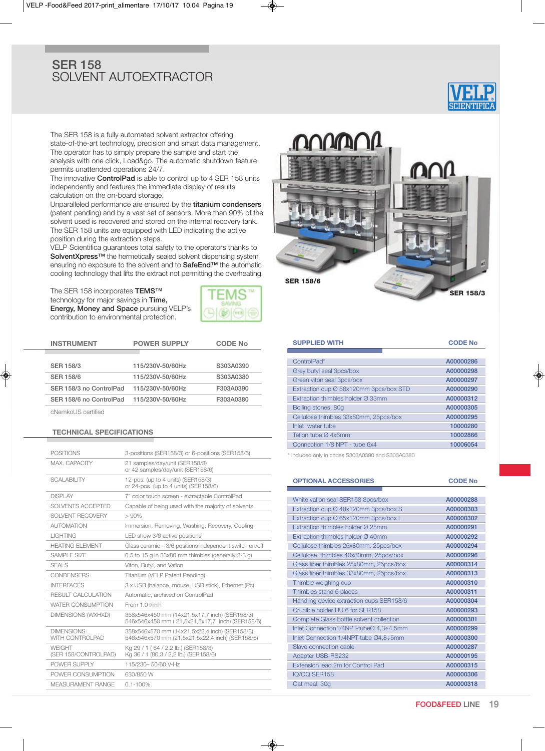# SER 158
## SOLVENT AUTOEXTRACTOR

The SER 158 is a fully automated solvent extractor offering state-of-the-art technology, precision and smart data management. The operator has to simply prepare the sample and start the analysis with one click, Load&go. The automatic shutdown feature permits unattended operations 24/7.
The innovative **ControlPad** is able to control up to 4 SER 158 units independently and features the immediate display of results calculation on the on-board storage.
Unparalleled performance are ensured by the **titanium condensers** (patent pending) and by a vast set of sensors. More than 90% of the solvent used is recovered and stored on the internal recovery tank. The SER 158 units are equipped with LED indicating the active position during the extraction steps.
VELP Scientifica guarantees total safety to the operators thanks to **SolventXpress™** the hermetically sealed solvent dispensing system ensuring no exposure to the solvent and to **SafeEnd™** the automatic cooling technology that lifts the extract not permitting the overheating.

The SER 158 incorporates **TEMS™** technology for major savings in **Time, Energy, Money and Space** pursuing VELP's contribution to environmental protection.

SER 158/6

SER 158/3

| INSTRUMENT | POWER SUPPLY | CODE No |
|---|---|---|
| SER 158/3 | 115/230V-50/60Hz | S303A0390 |
| SER 158/6 | 115/230V-50/60Hz | S303A0380 |
| SER 158/3 no ControlPad | 115/230V-50/60Hz | F303A0390 |
| SER 158/6 no ControlPad | 115/230V-50/60Hz | F303A0380 |

cNemkoUS certified

### TECHNICAL SPECIFICATIONS

| | |
|---|---|
| POSITIONS | 3-positions (SER158/3) or 6-positions (SER158/6) |
| MAX. CAPACITY | 21 samples/day/unit (SER158/3) or 42 samples/day/unit (SER158/6) |
| SCALABILITY | 12-pos. (up to 4 units) (SER158/3) or 24-pos. (up to 4 units) (SER158/6) |
| DISPLAY | 7" color touch screen - extractable ControlPad |
| SOLVENTS ACCEPTED | Capable of being used with the majority of solvents |
| SOLVENT RECOVERY | > 90% |
| AUTOMATION | Immersion, Removing, Washing, Recovery, Cooling |
| LIGHTING | LED show 3/6 active positions |
| HEATING ELEMENT | Glass ceramic – 3/6 positions independent switch on/off |
| SAMPLE SIZE | 0.5 to 15 g in 33x80 mm thimbles (generally 2-3 g) |
| SEALS | Viton, Butyl, and Vaflon |
| CONDENSERS | Titanium (VELP Patent Pending) |
| INTERFACES | 3 x USB (balance, mouse, USB stick), Ethernet (Pc) |
| RESULT CALCULATION | Automatic, archived on ControlPad |
| WATER CONSUMPTION | From 1.0 l/min |
| DIMENSIONS (WXHXD) | 358x546x450 mm (14x21,5x17,7 inch) (SER158/3) 546x546x450 mm ( 21,5x21,5x17,7 inch) (SER158/6) |
| DIMENSIONS WITH CONTROLPAD | 358x546x570 mm (14x21,5x22,4 inch) (SER158/3) 546x546x570 mm (21,5x21,5x22,4 inch) (SER158/6) |
| WEIGHT (SER 158/CONTROLPAD) | Kg 29 / 1 ( 64 / 2,2 lb.) (SER158/3) Kg 36 / 1 (80,3 / 2,2 lb.) (SER158/6) |
| POWER SUPPLY | 115/230– 50/60 V-Hz |
| POWER CONSUMPTION | 630/850 W |
| MEASUREMENT RANGE | 0.1-100% |

| SUPPLIED WITH | CODE No |
|---|---|
| ControlPad* | A00000286 |
| Grey butyl seal 3pcs/box | A00000298 |
| Green viton seal 3pcs/box | A00000297 |
| Extraction cup Ø 56x120mm 3pcs/box STD | A00000290 |
| Extraction thimbles holder Ø 33mm | A00000312 |
| Boiling stones, 80g | A00000305 |
| Cellulose thimbles 33x80mm, 25pcs/box | A00000295 |
| Inlet water tube | 10000280 |
| Teflon tube Ø 4x6mm | 10002866 |
| Connection 1/8 NPT - tube 6x4 | 10006054 |

* Included only in codes S303A0390 and S303A0380

| OPTIONAL ACCESSORIES | CODE No |
|---|---|
| White vaflon seal SER158 3pcs/box | A00000288 |
| Extraction cup Ø 48x120mm 3pcs/box S | A00000303 |
| Extraction cup Ø 65x120mm 3pcs/box L | A00000302 |
| Extraction thimbles holder Ø 25mm | A00000291 |
| Extraction thimbles holder Ø 40mm | A00000292 |
| Cellulose thimbles 25x80mm, 25pcs/box | A00000294 |
| Cellulose thimbles 40x80mm, 25pcs/box | A00000296 |
| Glass fiber thimbles 25x80mm, 25pcs/box | A00000314 |
| Glass fiber thimbles 33x80mm, 25pcs/box | A00000313 |
| Thimble weighing cup | A00000310 |
| Thimbles stand 6 places | A00000311 |
| Handling device extraction cups SER158/6 | A00000304 |
| Crucible holder HU 6 for SER158 | A00000293 |
| Complete Glass bottle solvent collection | A00000301 |
| Inlet Connection1/4NPT-tubeØ 4,3÷4,5mm | A00000299 |
| Inlet Connection 1/4NPT-tube Ø4,8÷5mm | A00000300 |
| Slave connection cable | A00000287 |
| Adapter USB-RS232 | A00000195 |
| Extension lead 2m for Control Pad | A00000315 |
| IQ/OQ SER158 | A00000306 |
| Oat meal, 30g | A00000318 |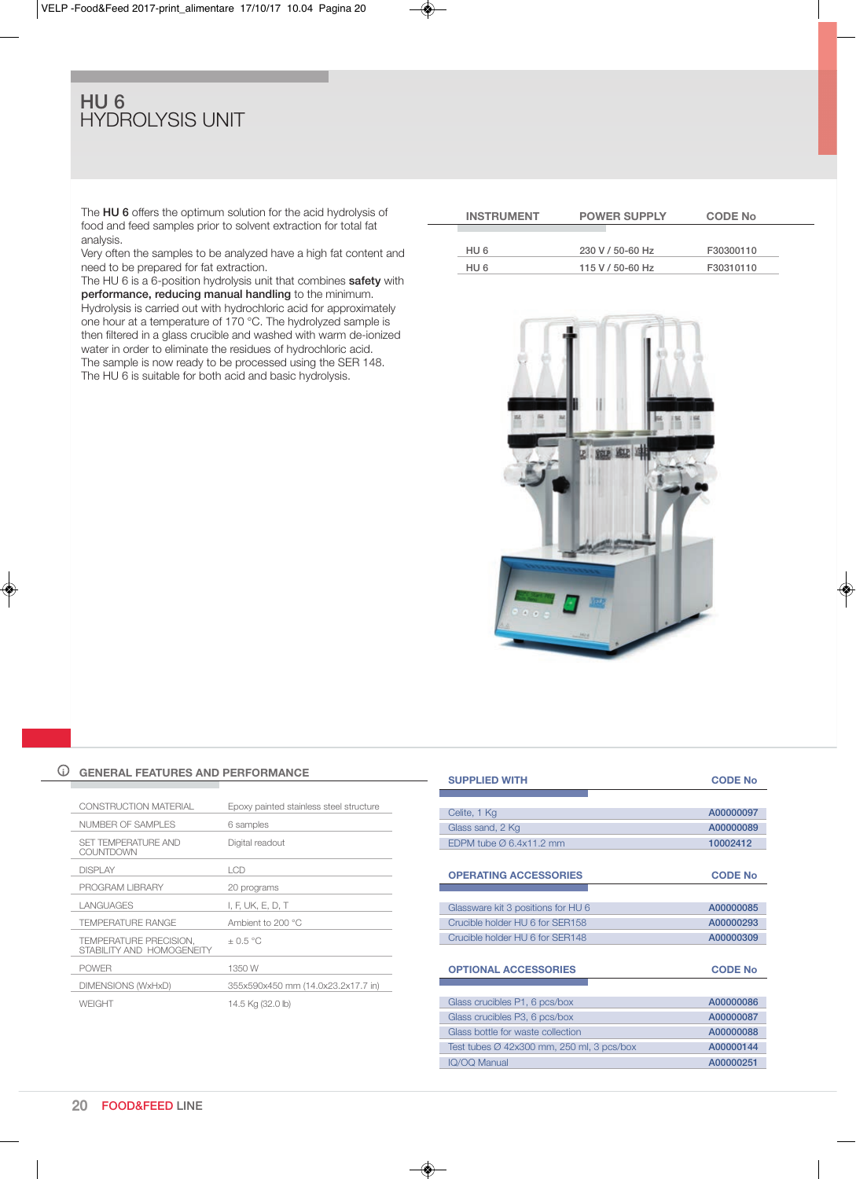# HU 6
## HYDROLYSIS UNIT

The **HU 6** offers the optimum solution for the acid hydrolysis of food and feed samples prior to solvent extraction for total fat analysis.
Very often the samples to be analyzed have a high fat content and need to be prepared for fat extraction.
The HU 6 is a 6-position hydrolysis unit that combines **safety** with **performance, reducing manual handling** to the minimum.
Hydrolysis is carried out with hydrochloric acid for approximately one hour at a temperature of 170 °C. The hydrolyzed sample is then filtered in a glass crucible and washed with warm de-ionized water in order to eliminate the residues of hydrochloric acid.
The sample is now ready to be processed using the SER 148.
The HU 6 is suitable for both acid and basic hydrolysis.

| INSTRUMENT | POWER SUPPLY | CODE No |
|---|---|---|
| HU 6 | 230 V / 50-60 Hz | F30300110 |
| HU 6 | 115 V / 50-60 Hz | F30310110 |

### GENERAL FEATURES AND PERFORMANCE

| | |
|---|---|
| CONSTRUCTION MATERIAL | Epoxy painted stainless steel structure |
| NUMBER OF SAMPLES | 6 samples |
| SET TEMPERATURE AND COUNTDOWN | Digital readout |
| DISPLAY | LCD |
| PROGRAM LIBRARY | 20 programs |
| LANGUAGES | I, F, UK, E, D, T |
| TEMPERATURE RANGE | Ambient to 200 °C |
| TEMPERATURE PRECISION, STABILITY AND HOMOGENEITY | ± 0.5 °C |
| POWER | 1350 W |
| DIMENSIONS (WxHxD) | 355x590x450 mm (14.0x23.2x17.7 in) |
| WEIGHT | 14.5 Kg (32.0 lb) |

| SUPPLIED WITH | CODE No |
|---|---|
| Celite, 1 Kg | A00000097 |
| Glass sand, 2 Kg | A00000089 |
| EDPM tube Ø 6.4x11.2 mm | 10002412 |

| OPERATING ACCESSORIES | CODE No |
|---|---|
| Glassware kit 3 positions for HU 6 | A00000085 |
| Crucible holder HU 6 for SER158 | A00000293 |
| Crucible holder HU 6 for SER148 | A00000309 |

| OPTIONAL ACCESSORIES | CODE No |
|---|---|
| Glass crucibles P1, 6 pcs/box | A00000086 |
| Glass crucibles P3, 6 pcs/box | A00000087 |
| Glass bottle for waste collection | A00000088 |
| Test tubes Ø 42x300 mm, 250 ml, 3 pcs/box | A00000144 |
| IQ/OQ Manual | A00000251 |